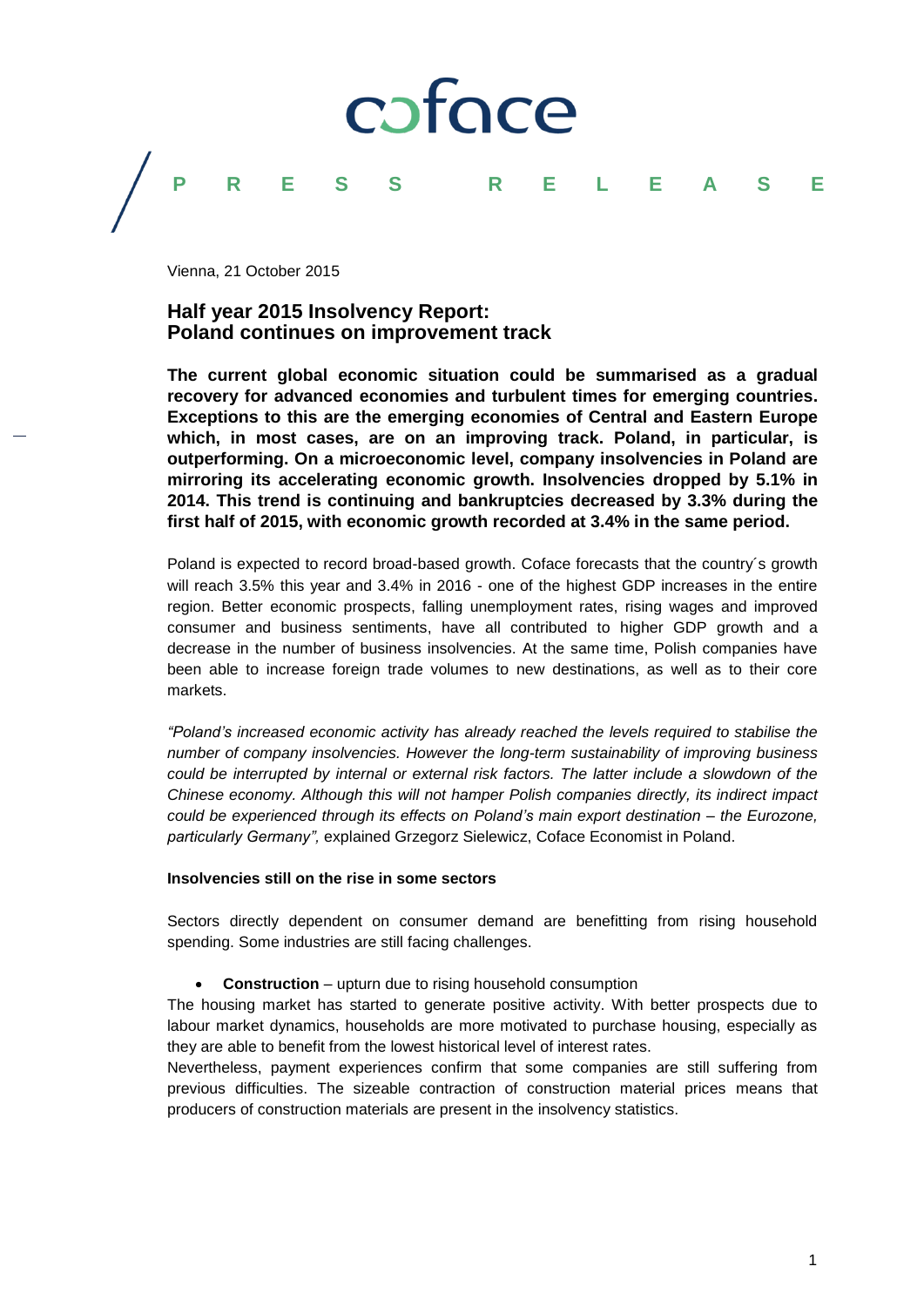coface

PRESS RELEASE

Vienna, 21 October 2015

## Half year 2015 Insolvency Report: Poland continues on improvement track

**The current global economic situation could be summarised as a gradual recovery for advanced economies and turbulent times for emerging countries. Exceptions to this are the emerging economies of Central and Eastern Europe which, in most cases, are on an improving track. Poland, in particular, is outperforming. On a microeconomic level, company insolvencies in Poland are mirroring its accelerating economic growth. Insolvencies dropped by 5.1% in 2014. This trend is continuing and bankruptcies decreased by 3.3% during the first half of 2015, with economic growth recorded at 3.4% in the same period.**

Poland is expected to record broad-based growth. Coface forecasts that the country´s growth will reach 3.5% this year and 3.4% in 2016 - one of the highest GDP increases in the entire region. Better economic prospects, falling unemployment rates, rising wages and improved consumer and business sentiments, have all contributed to higher GDP growth and a decrease in the number of business insolvencies. At the same time, Polish companies have been able to increase foreign trade volumes to new destinations, as well as to their core markets.

*"Poland's increased economic activity has already reached the levels required to stabilise the number of company insolvencies. However the long-term sustainability of improving business could be interrupted by internal or external risk factors. The latter include a slowdown of the Chinese economy. Although this will not hamper Polish companies directly, its indirect impact could be experienced through its effects on Poland's main export destination – the Eurozone, particularly Germany",* explained Grzegorz Sielewicz, Coface Economist in Poland.

### Insolvencies still on the rise in some sectors

Sectors directly dependent on consumer demand are benefitting from rising household spending. Some industries are still facing challenges.

- **Construction** – upturn due to rising household consumption

The housing market has started to generate positive activity. With better prospects due to labour market dynamics, households are more motivated to purchase housing, especially as they are able to benefit from the lowest historical level of interest rates.
Nevertheless, payment experiences confirm that some companies are still suffering from previous difficulties. The sizeable contraction of construction material prices means that producers of construction materials are present in the insolvency statistics.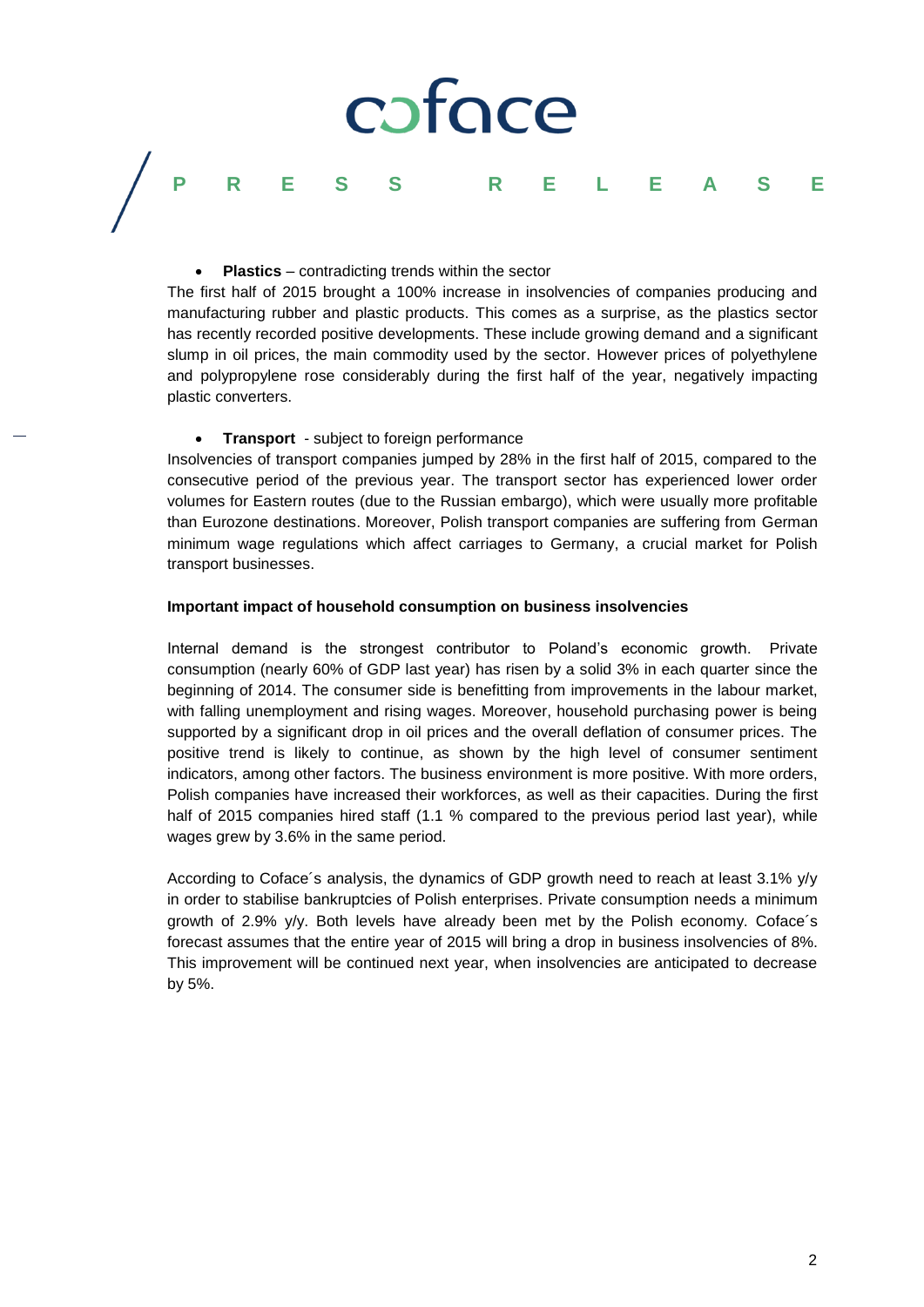- **Plastics** – contradicting trends within the sector

The first half of 2015 brought a 100% increase in insolvencies of companies producing and manufacturing rubber and plastic products. This comes as a surprise, as the plastics sector has recently recorded positive developments. These include growing demand and a significant slump in oil prices, the main commodity used by the sector. However prices of polyethylene and polypropylene rose considerably during the first half of the year, negatively impacting plastic converters.

- **Transport** - subject to foreign performance

Insolvencies of transport companies jumped by 28% in the first half of 2015, compared to the consecutive period of the previous year. The transport sector has experienced lower order volumes for Eastern routes (due to the Russian embargo), which were usually more profitable than Eurozone destinations. Moreover, Polish transport companies are suffering from German minimum wage regulations which affect carriages to Germany, a crucial market for Polish transport businesses.

**Important impact of household consumption on business insolvencies**

Internal demand is the strongest contributor to Poland's economic growth. Private consumption (nearly 60% of GDP last year) has risen by a solid 3% in each quarter since the beginning of 2014. The consumer side is benefitting from improvements in the labour market, with falling unemployment and rising wages. Moreover, household purchasing power is being supported by a significant drop in oil prices and the overall deflation of consumer prices. The positive trend is likely to continue, as shown by the high level of consumer sentiment indicators, among other factors. The business environment is more positive. With more orders, Polish companies have increased their workforces, as well as their capacities. During the first half of 2015 companies hired staff (1.1 % compared to the previous period last year), while wages grew by 3.6% in the same period.

According to Coface´s analysis, the dynamics of GDP growth need to reach at least 3.1% y/y in order to stabilise bankruptcies of Polish enterprises. Private consumption needs a minimum growth of 2.9% y/y. Both levels have already been met by the Polish economy. Coface´s forecast assumes that the entire year of 2015 will bring a drop in business insolvencies of 8%. This improvement will be continued next year, when insolvencies are anticipated to decrease by 5%.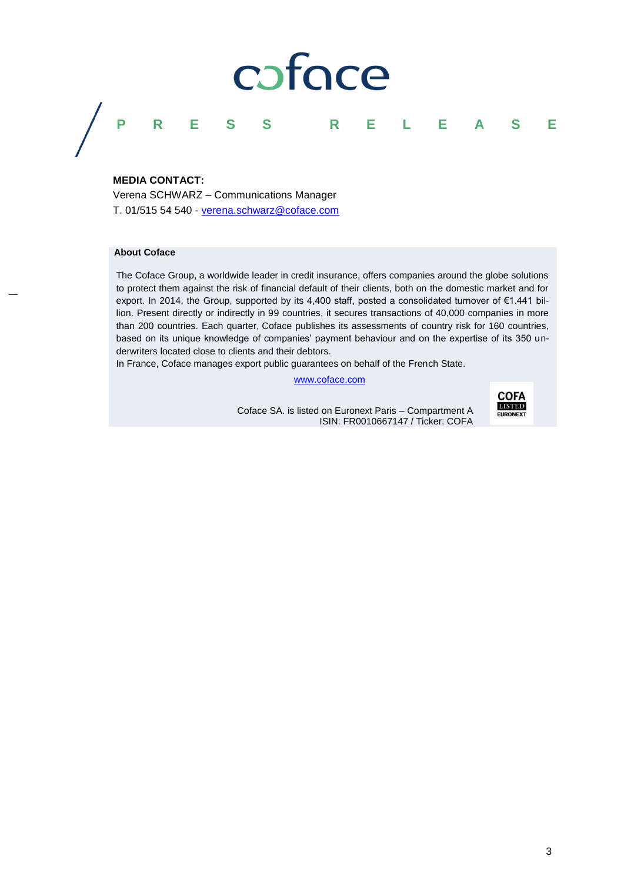P R E S S R E L E A S E

**MEDIA CONTACT:**
Verena SCHWARZ – Communications Manager
T. 01/515 54 540 - verena.schwarz@coface.com

**About Coface**

The Coface Group, a worldwide leader in credit insurance, offers companies around the globe solutions to protect them against the risk of financial default of their clients, both on the domestic market and for export. In 2014, the Group, supported by its 4,400 staff, posted a consolidated turnover of €1.441 billion. Present directly or indirectly in 99 countries, it secures transactions of 40,000 companies in more than 200 countries. Each quarter, Coface publishes its assessments of country risk for 160 countries, based on its unique knowledge of companies' payment behaviour and on the expertise of its 350 underwriters located close to clients and their debtors.
In France, Coface manages export public guarantees on behalf of the French State.

www.coface.com

Coface SA. is listed on Euronext Paris – Compartment A
ISIN: FR0010667147 / Ticker: COFA

COFA LISTED EURONEXT